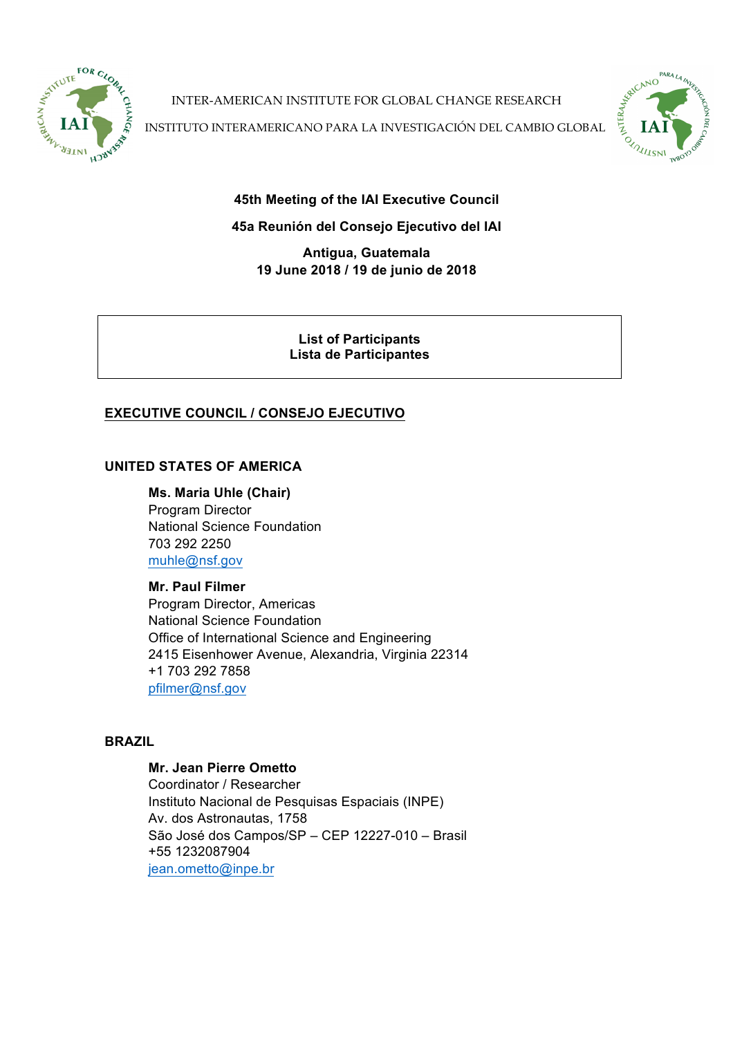INTER-AMERICAN INSTITUTE FOR GLOBAL CHANGE RESEARCH

INSTITUTO INTERAMERICANO PARA LA INVESTIGACIÓN DEL CAMBIO GLOBAL

**45th Meeting of the IAI Executive Council**

**45a Reunión del Consejo Ejecutivo del IAI**

**Antigua, Guatemala**
**19 June 2018 / 19 de junio de 2018**

**List of Participants**
**Lista de Participantes**

## EXECUTIVE COUNCIL / CONSEJO EJECUTIVO

### UNITED STATES OF AMERICA

**Ms. Maria Uhle (Chair)**
Program Director
National Science Foundation
703 292 2250
muhle@nsf.gov

**Mr. Paul Filmer**
Program Director, Americas
National Science Foundation
Office of International Science and Engineering
2415 Eisenhower Avenue, Alexandria, Virginia 22314
+1 703 292 7858
pfilmer@nsf.gov

### BRAZIL

**Mr. Jean Pierre Ometto**
Coordinator / Researcher
Instituto Nacional de Pesquisas Espaciais (INPE)
Av. dos Astronautas, 1758
São José dos Campos/SP – CEP 12227-010 – Brasil
+55 1232087904
jean.ometto@inpe.br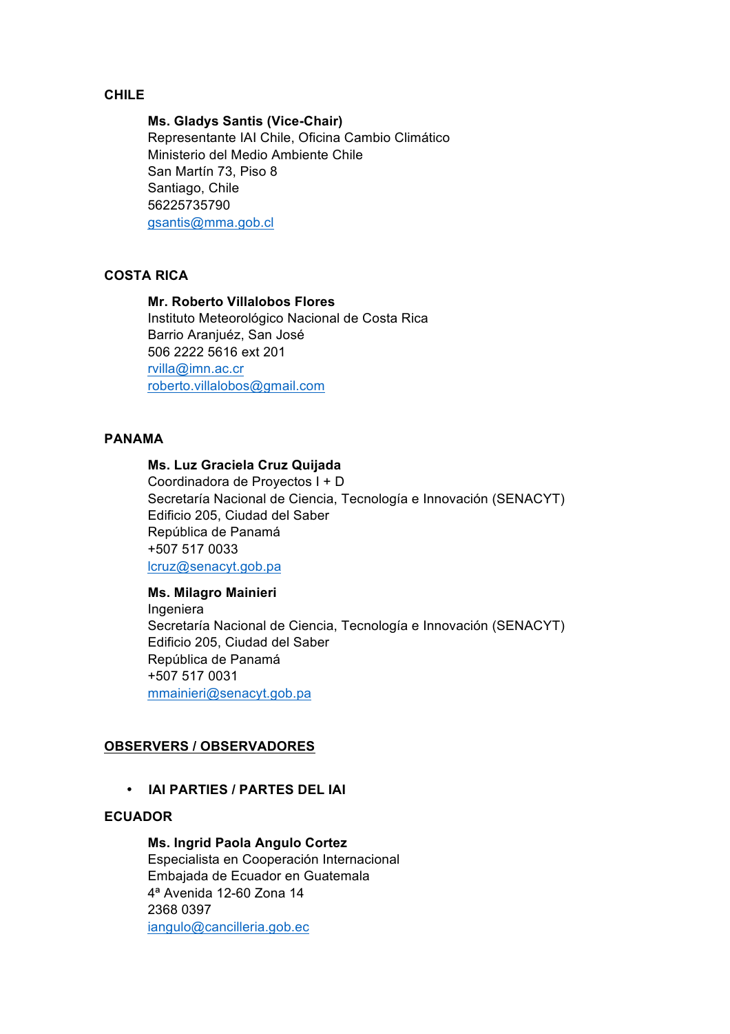**CHILE**

**Ms. Gladys Santis (Vice-Chair)**
Representante IAI Chile, Oficina Cambio Climático
Ministerio del Medio Ambiente Chile
San Martín 73, Piso 8
Santiago, Chile
56225735790
gsantis@mma.gob.cl

**COSTA RICA**

**Mr. Roberto Villalobos Flores**
Instituto Meteorológico Nacional de Costa Rica
Barrio Aranjuéz, San José
506 2222 5616 ext 201
rvilla@imn.ac.cr
roberto.villalobos@gmail.com

**PANAMA**

**Ms. Luz Graciela Cruz Quijada**
Coordinadora de Proyectos I + D
Secretaría Nacional de Ciencia, Tecnología e Innovación (SENACYT)
Edificio 205, Ciudad del Saber
República de Panamá
+507 517 0033
lcruz@senacyt.gob.pa

**Ms. Milagro Mainieri**
Ingeniera
Secretaría Nacional de Ciencia, Tecnología e Innovación (SENACYT)
Edificio 205, Ciudad del Saber
República de Panamá
+507 517 0031
mmainieri@senacyt.gob.pa

**OBSERVERS / OBSERVADORES**

- **IAI PARTIES / PARTES DEL IAI**

**ECUADOR**

**Ms. Ingrid Paola Angulo Cortez**
Especialista en Cooperación Internacional
Embajada de Ecuador en Guatemala
4ª Avenida 12-60 Zona 14
2368 0397
iangulo@cancilleria.gob.ec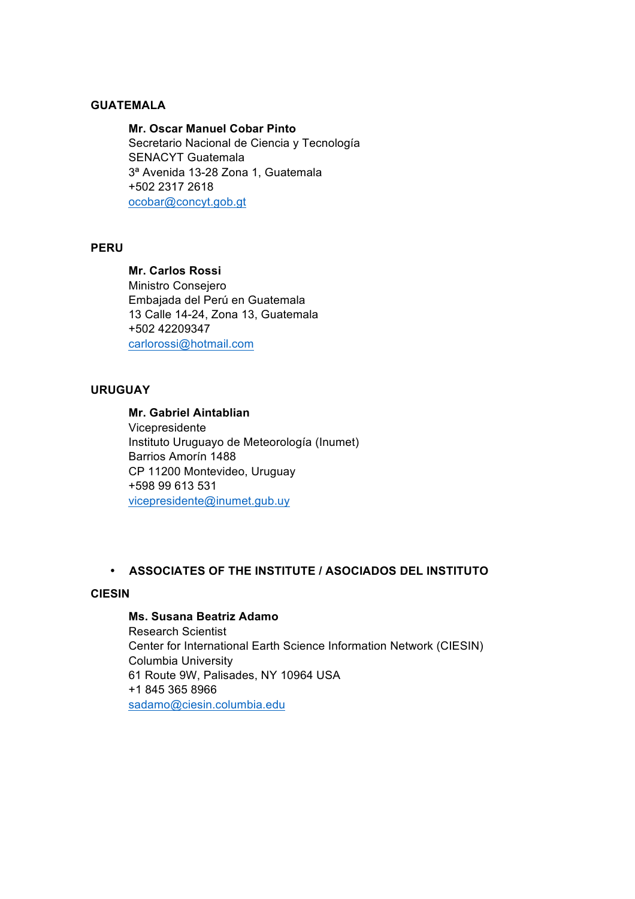## GUATEMALA

**Mr. Oscar Manuel Cobar Pinto**
Secretario Nacional de Ciencia y Tecnología
SENACYT Guatemala
3ª Avenida 13-28 Zona 1, Guatemala
+502 2317 2618
ocobar@concyt.gob.gt

## PERU

**Mr. Carlos Rossi**
Ministro Consejero
Embajada del Perú en Guatemala
13 Calle 14-24, Zona 13, Guatemala
+502 42209347
carlorossi@hotmail.com

## URUGUAY

**Mr. Gabriel Aintablian**
Vicepresidente
Instituto Uruguayo de Meteorología (Inumet)
Barrios Amorín 1488
CP 11200 Montevideo, Uruguay
+598 99 613 531
vicepresidente@inumet.gub.uy

- **ASSOCIATES OF THE INSTITUTE / ASOCIADOS DEL INSTITUTO**

## CIESIN

**Ms. Susana Beatriz Adamo**
Research Scientist
Center for International Earth Science Information Network (CIESIN)
Columbia University
61 Route 9W, Palisades, NY 10964 USA
+1 845 365 8966
sadamo@ciesin.columbia.edu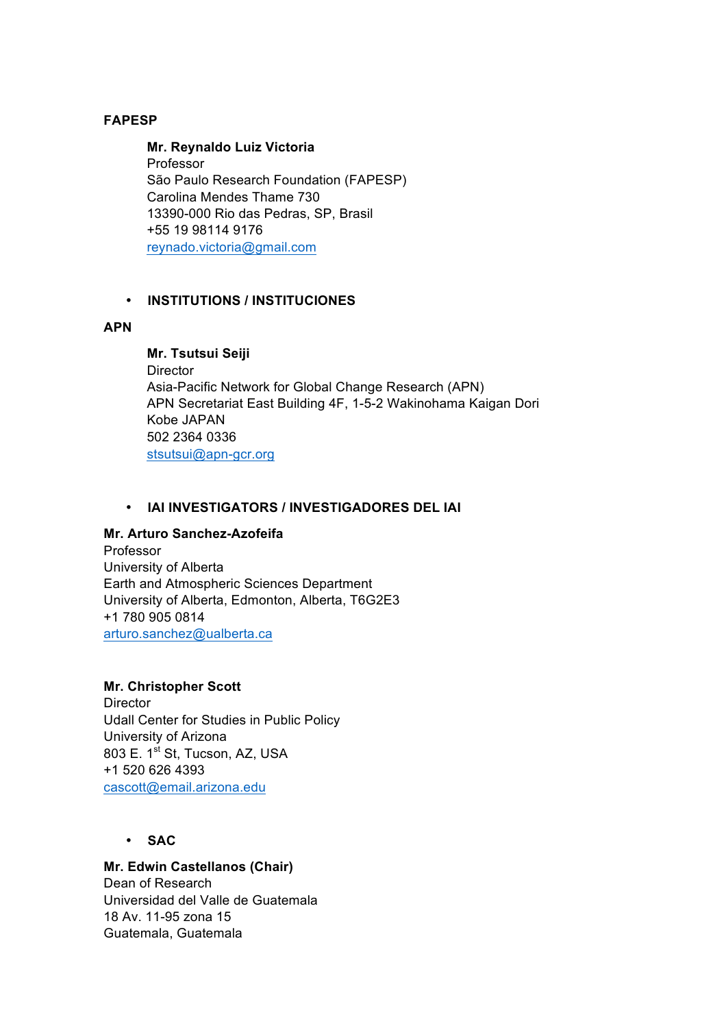**FAPESP**

**Mr. Reynaldo Luiz Victoria**
Professor
São Paulo Research Foundation (FAPESP)
Carolina Mendes Thame 730
13390-000 Rio das Pedras, SP, Brasil
+55 19 98114 9176
reynado.victoria@gmail.com

- **INSTITUTIONS / INSTITUCIONES**

**APN**

**Mr. Tsutsui Seiji**
Director
Asia-Pacific Network for Global Change Research (APN)
APN Secretariat East Building 4F, 1-5-2 Wakinohama Kaigan Dori
Kobe JAPAN
502 2364 0336
stsutsui@apn-gcr.org

- **IAI INVESTIGATORS / INVESTIGADORES DEL IAI**

**Mr. Arturo Sanchez-Azofeifa**
Professor
University of Alberta
Earth and Atmospheric Sciences Department
University of Alberta, Edmonton, Alberta, T6G2E3
+1 780 905 0814
arturo.sanchez@ualberta.ca

**Mr. Christopher Scott**
Director
Udall Center for Studies in Public Policy
University of Arizona
803 E. 1st St, Tucson, AZ, USA
+1 520 626 4393
cascott@email.arizona.edu

- **SAC**

**Mr. Edwin Castellanos (Chair)**
Dean of Research
Universidad del Valle de Guatemala
18 Av. 11-95 zona 15
Guatemala, Guatemala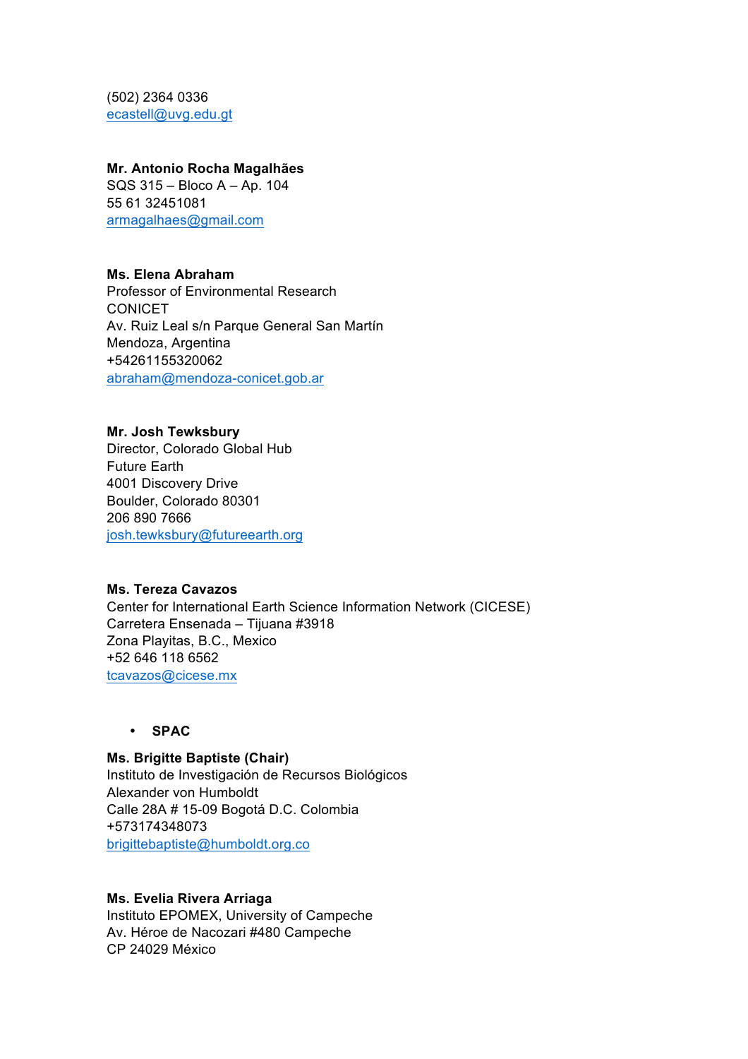(502) 2364 0336
ecastell@uvg.edu.gt

**Mr. Antonio Rocha Magalhães**
SQS 315 – Bloco A – Ap. 104
55 61 32451081
armagalhaes@gmail.com

**Ms. Elena Abraham**
Professor of Environmental Research
CONICET
Av. Ruiz Leal s/n Parque General San Martín
Mendoza, Argentina
+54261155320062
abraham@mendoza-conicet.gob.ar

**Mr. Josh Tewksbury**
Director, Colorado Global Hub
Future Earth
4001 Discovery Drive
Boulder, Colorado 80301
206 890 7666
josh.tewksbury@futureearth.org

**Ms. Tereza Cavazos**
Center for International Earth Science Information Network (CICESE)
Carretera Ensenada – Tijuana #3918
Zona Playitas, B.C., Mexico
+52 646 118 6562
tcavazos@cicese.mx

- **SPAC**

**Ms. Brigitte Baptiste (Chair)**
Instituto de Investigación de Recursos Biológicos
Alexander von Humboldt
Calle 28A # 15-09 Bogotá D.C. Colombia
+573174348073
brigittebaptiste@humboldt.org.co

**Ms. Evelia Rivera Arriaga**
Instituto EPOMEX, University of Campeche
Av. Héroe de Nacozari #480 Campeche
CP 24029 México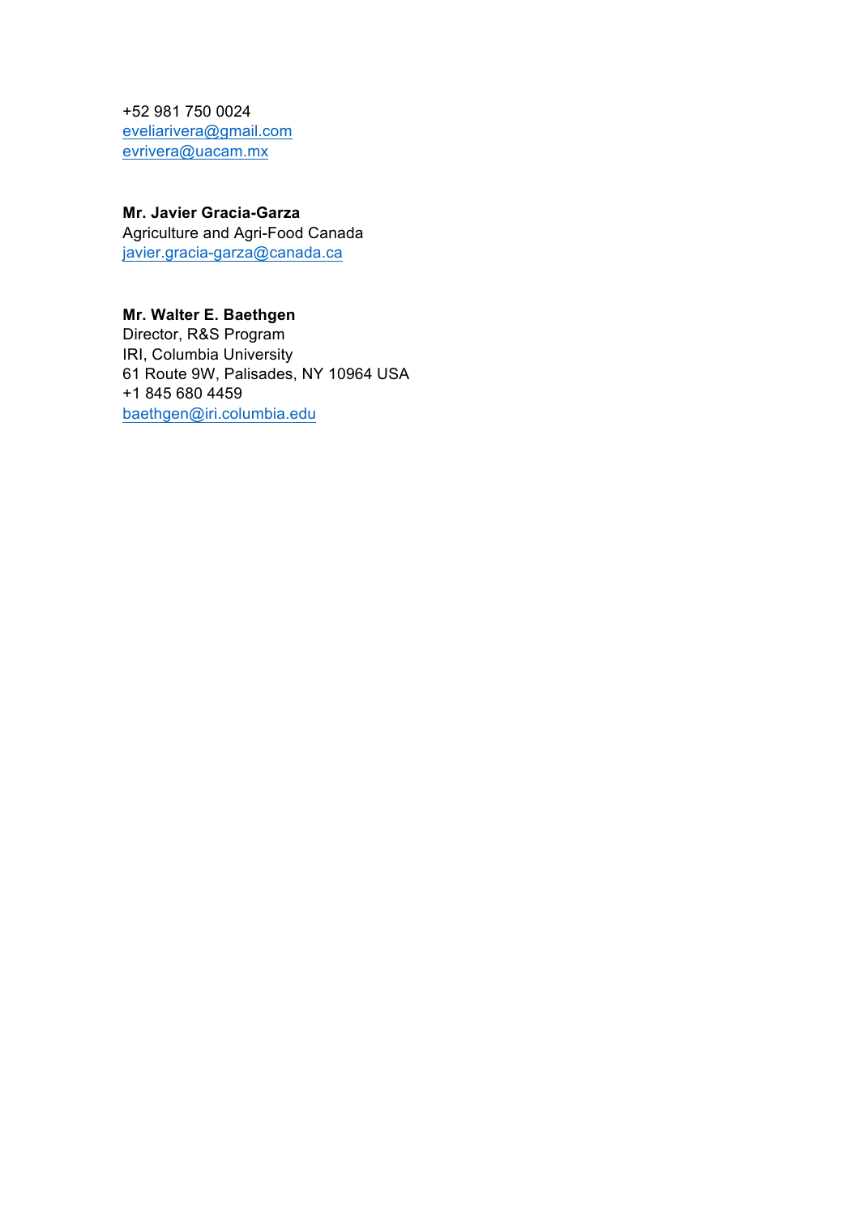+52 981 750 0024
eveliarivera@gmail.com
evrivera@uacam.mx

**Mr. Javier Gracia-Garza**
Agriculture and Agri-Food Canada
javier.gracia-garza@canada.ca

**Mr. Walter E. Baethgen**
Director, R&S Program
IRI, Columbia University
61 Route 9W, Palisades, NY 10964 USA
+1 845 680 4459
baethgen@iri.columbia.edu